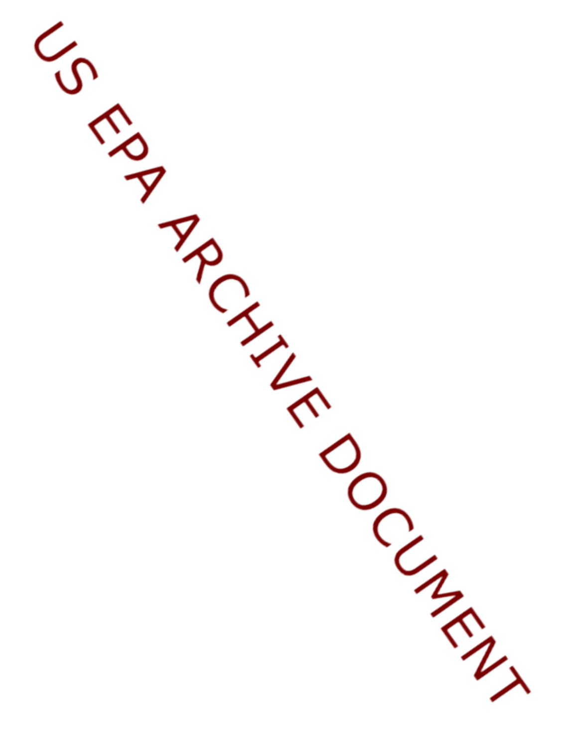US EPA ARCHIVE DOCUMENT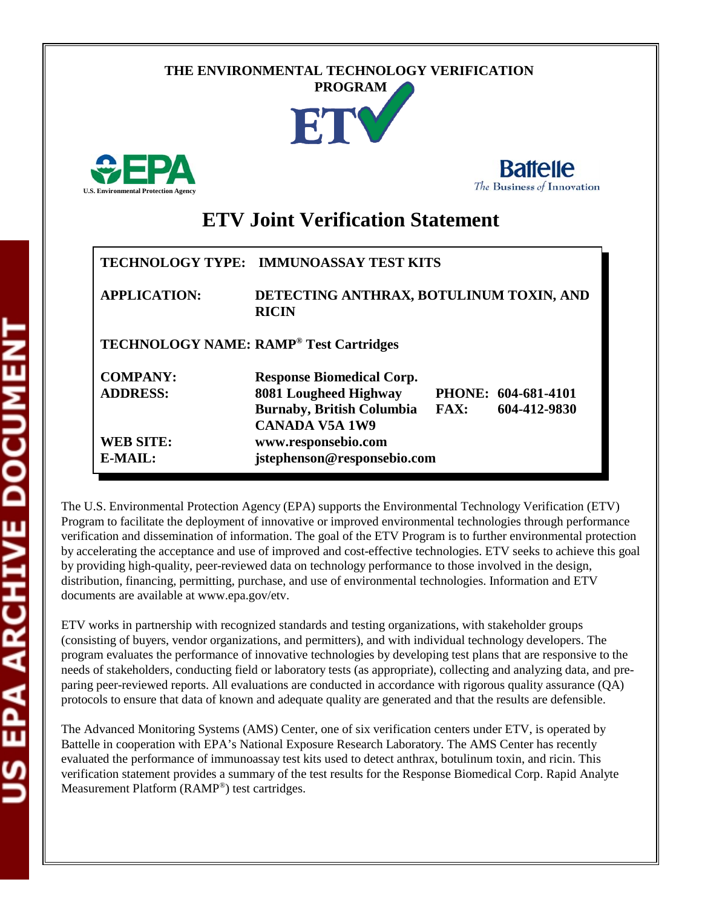THE ENVIRONMENTAL TECHNOLOGY VERIFICATION PROGRAM

ETV

U.S. Environmental Protection Agency

Battelle
The Business of Innovation

# ETV Joint Verification Statement

| | |
|---|---|
| **TECHNOLOGY TYPE:** | **IMMUNOASSAY TEST KITS** |
| **APPLICATION:** | **DETECTING ANTHRAX, BOTULINUM TOXIN, AND RICIN** |
| **TECHNOLOGY NAME:** | **RAMP® Test Cartridges** |
| **COMPANY:** | **Response Biomedical Corp.** |
| **ADDRESS:** | **8081 Lougheed Highway<br>Burnaby, British Columbia<br>CANADA V5A 1W9** |
| **PHONE:** | **604-681-4101** |
| **FAX:** | **604-412-9830** |
| **WEB SITE:** | **www.responsebio.com** |
| **E-MAIL:** | **jstephenson@responsebio.com** |

The U.S. Environmental Protection Agency (EPA) supports the Environmental Technology Verification (ETV) Program to facilitate the deployment of innovative or improved environmental technologies through performance verification and dissemination of information. The goal of the ETV Program is to further environmental protection by accelerating the acceptance and use of improved and cost-effective technologies. ETV seeks to achieve this goal by providing high-quality, peer-reviewed data on technology performance to those involved in the design, distribution, financing, permitting, purchase, and use of environmental technologies. Information and ETV documents are available at www.epa.gov/etv.

ETV works in partnership with recognized standards and testing organizations, with stakeholder groups (consisting of buyers, vendor organizations, and permitters), and with individual technology developers. The program evaluates the performance of innovative technologies by developing test plans that are responsive to the needs of stakeholders, conducting field or laboratory tests (as appropriate), collecting and analyzing data, and preparing peer-reviewed reports. All evaluations are conducted in accordance with rigorous quality assurance (QA) protocols to ensure that data of known and adequate quality are generated and that the results are defensible.

The Advanced Monitoring Systems (AMS) Center, one of six verification centers under ETV, is operated by Battelle in cooperation with EPA's National Exposure Research Laboratory. The AMS Center has recently evaluated the performance of immunoassay test kits used to detect anthrax, botulinum toxin, and ricin. This verification statement provides a summary of the test results for the Response Biomedical Corp. Rapid Analyte Measurement Platform (RAMP®) test cartridges.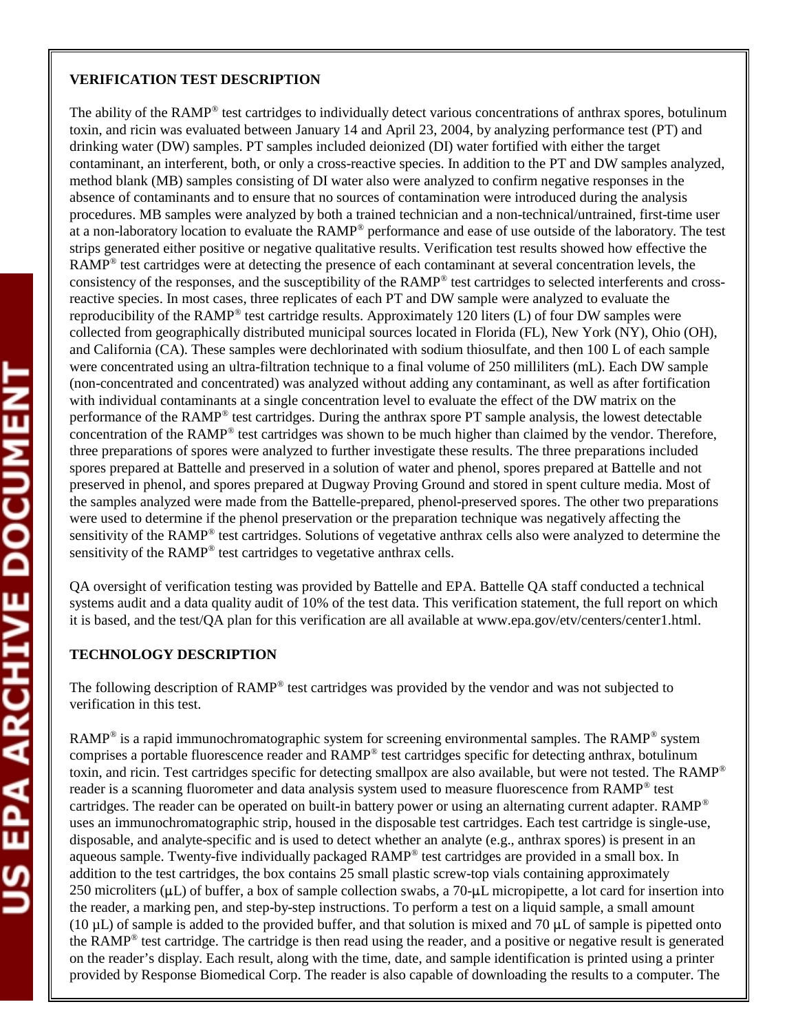**VERIFICATION TEST DESCRIPTION**

The ability of the RAMP® test cartridges to individually detect various concentrations of anthrax spores, botulinum toxin, and ricin was evaluated between January 14 and April 23, 2004, by analyzing performance test (PT) and drinking water (DW) samples. PT samples included deionized (DI) water fortified with either the target contaminant, an interferent, both, or only a cross-reactive species. In addition to the PT and DW samples analyzed, method blank (MB) samples consisting of DI water also were analyzed to confirm negative responses in the absence of contaminants and to ensure that no sources of contamination were introduced during the analysis procedures. MB samples were analyzed by both a trained technician and a non-technical/untrained, first-time user at a non-laboratory location to evaluate the RAMP® performance and ease of use outside of the laboratory. The test strips generated either positive or negative qualitative results. Verification test results showed how effective the RAMP® test cartridges were at detecting the presence of each contaminant at several concentration levels, the consistency of the responses, and the susceptibility of the RAMP® test cartridges to selected interferents and cross-reactive species. In most cases, three replicates of each PT and DW sample were analyzed to evaluate the reproducibility of the RAMP® test cartridge results. Approximately 120 liters (L) of four DW samples were collected from geographically distributed municipal sources located in Florida (FL), New York (NY), Ohio (OH), and California (CA). These samples were dechlorinated with sodium thiosulfate, and then 100 L of each sample were concentrated using an ultra-filtration technique to a final volume of 250 milliliters (mL). Each DW sample (non-concentrated and concentrated) was analyzed without adding any contaminant, as well as after fortification with individual contaminants at a single concentration level to evaluate the effect of the DW matrix on the performance of the RAMP® test cartridges. During the anthrax spore PT sample analysis, the lowest detectable concentration of the RAMP® test cartridges was shown to be much higher than claimed by the vendor. Therefore, three preparations of spores were analyzed to further investigate these results. The three preparations included spores prepared at Battelle and preserved in a solution of water and phenol, spores prepared at Battelle and not preserved in phenol, and spores prepared at Dugway Proving Ground and stored in spent culture media. Most of the samples analyzed were made from the Battelle-prepared, phenol-preserved spores. The other two preparations were used to determine if the phenol preservation or the preparation technique was negatively affecting the sensitivity of the RAMP® test cartridges. Solutions of vegetative anthrax cells also were analyzed to determine the sensitivity of the RAMP® test cartridges to vegetative anthrax cells.

QA oversight of verification testing was provided by Battelle and EPA. Battelle QA staff conducted a technical systems audit and a data quality audit of 10% of the test data. This verification statement, the full report on which it is based, and the test/QA plan for this verification are all available at www.epa.gov/etv/centers/center1.html.

**TECHNOLOGY DESCRIPTION**

The following description of RAMP® test cartridges was provided by the vendor and was not subjected to verification in this test.

RAMP® is a rapid immunochromatographic system for screening environmental samples. The RAMP® system comprises a portable fluorescence reader and RAMP® test cartridges specific for detecting anthrax, botulinum toxin, and ricin. Test cartridges specific for detecting smallpox are also available, but were not tested. The RAMP® reader is a scanning fluorometer and data analysis system used to measure fluorescence from RAMP® test cartridges. The reader can be operated on built-in battery power or using an alternating current adapter. RAMP® uses an immunochromatographic strip, housed in the disposable test cartridges. Each test cartridge is single-use, disposable, and analyte-specific and is used to detect whether an analyte (e.g., anthrax spores) is present in an aqueous sample. Twenty-five individually packaged RAMP® test cartridges are provided in a small box. In addition to the test cartridges, the box contains 25 small plastic screw-top vials containing approximately 250 microliters (μL) of buffer, a box of sample collection swabs, a 70-μL micropipette, a lot card for insertion into the reader, a marking pen, and step-by-step instructions. To perform a test on a liquid sample, a small amount (10 μL) of sample is added to the provided buffer, and that solution is mixed and 70 μL of sample is pipetted onto the RAMP® test cartridge. The cartridge is then read using the reader, and a positive or negative result is generated on the reader's display. Each result, along with the time, date, and sample identification is printed using a printer provided by Response Biomedical Corp. The reader is also capable of downloading the results to a computer. The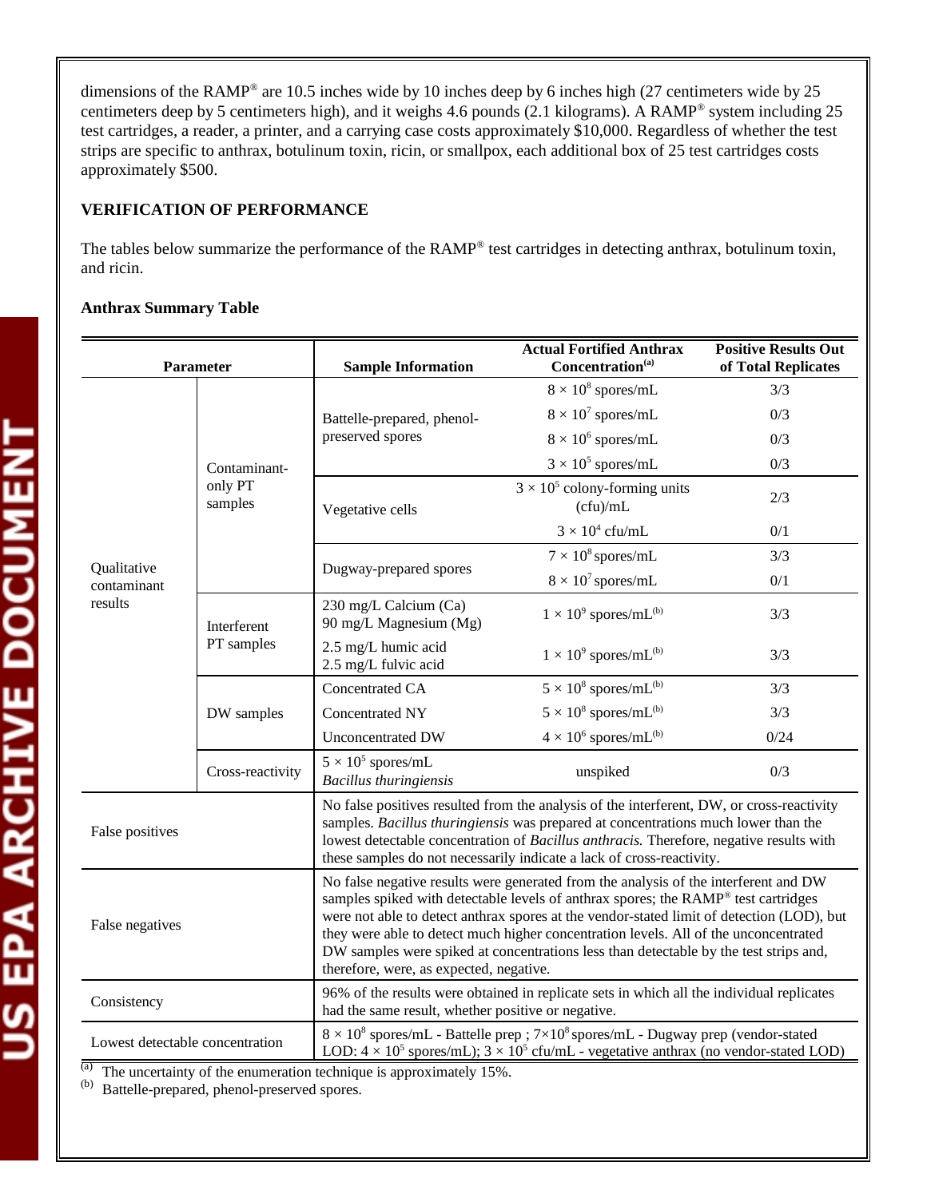dimensions of the RAMP® are 10.5 inches wide by 10 inches deep by 6 inches high (27 centimeters wide by 25 centimeters deep by 5 centimeters high), and it weighs 4.6 pounds (2.1 kilograms). A RAMP® system including 25 test cartridges, a reader, a printer, and a carrying case costs approximately $10,000. Regardless of whether the test strips are specific to anthrax, botulinum toxin, ricin, or smallpox, each additional box of 25 test cartridges costs approximately $500.

**VERIFICATION OF PERFORMANCE**

The tables below summarize the performance of the RAMP® test cartridges in detecting anthrax, botulinum toxin, and ricin.

**Anthrax Summary Table**

| Parameter | | Sample Information | Actual Fortified Anthrax Concentration[(a)] | Positive Results Out of Total Replicates |
|---|---|---|---|---|
| Qualitative contaminant results | Contaminant-only PT samples | Battelle-prepared, phenol-preserved spores | $8 \times 10^8$ spores/mL | 3/3 |
| | | | $8 \times 10^7$ spores/mL | 0/3 |
| | | | $8 \times 10^6$ spores/mL | 0/3 |
| | | | $3 \times 10^5$ spores/mL | 0/3 |
| | | Vegetative cells | $3 \times 10^5$ colony-forming units (cfu)/mL | 2/3 |
| | | | $3 \times 10^4$ cfu/mL | 0/1 |
| | | Dugway-prepared spores | $7 \times 10^8$ spores/mL | 3/3 |
| | | | $8 \times 10^7$ spores/mL | 0/1 |
| | Interferent PT samples | 230 mg/L Calcium (Ca) 90 mg/L Magnesium (Mg) | $1 \times 10^9$ spores/mL[(b)] | 3/3 |
| | | 2.5 mg/L humic acid 2.5 mg/L fulvic acid | $1 \times 10^9$ spores/mL[(b)] | 3/3 |
| | DW samples | Concentrated CA | $5 \times 10^8$ spores/mL[(b)] | 3/3 |
| | | Concentrated NY | $5 \times 10^8$ spores/mL[(b)] | 3/3 |
| | | Unconcentrated DW | $4 \times 10^6$ spores/mL[(b)] | 0/24 |
| | Cross-reactivity | $5 \times 10^5$ spores/mL *Bacillus thuringiensis* | unspiked | 0/3 |
| False positives | | No false positives resulted from the analysis of the interferent, DW, or cross-reactivity samples. *Bacillus thuringiensis* was prepared at concentrations much lower than the lowest detectable concentration of *Bacillus anthracis.* Therefore, negative results with these samples do not necessarily indicate a lack of cross-reactivity. | | |
| False negatives | | No false negative results were generated from the analysis of the interferent and DW samples spiked with detectable levels of anthrax spores; the RAMP® test cartridges were not able to detect anthrax spores at the vendor-stated limit of detection (LOD), but they were able to detect much higher concentration levels. All of the unconcentrated DW samples were spiked at concentrations less than detectable by the test strips and, therefore, were, as expected, negative. | | |
| Consistency | | 96% of the results were obtained in replicate sets in which all the individual replicates had the same result, whether positive or negative. | | |
| Lowest detectable concentration | | $8 \times 10^8$ spores/mL - Battelle prep ; $7 \times 10^8$ spores/mL - Dugway prep (vendor-stated LOD: $4 \times 10^5$ spores/mL); $3 \times 10^5$ cfu/mL - vegetative anthrax (no vendor-stated LOD) | | |

(a) The uncertainty of the enumeration technique is approximately 15%.

(b) Battelle-prepared, phenol-preserved spores.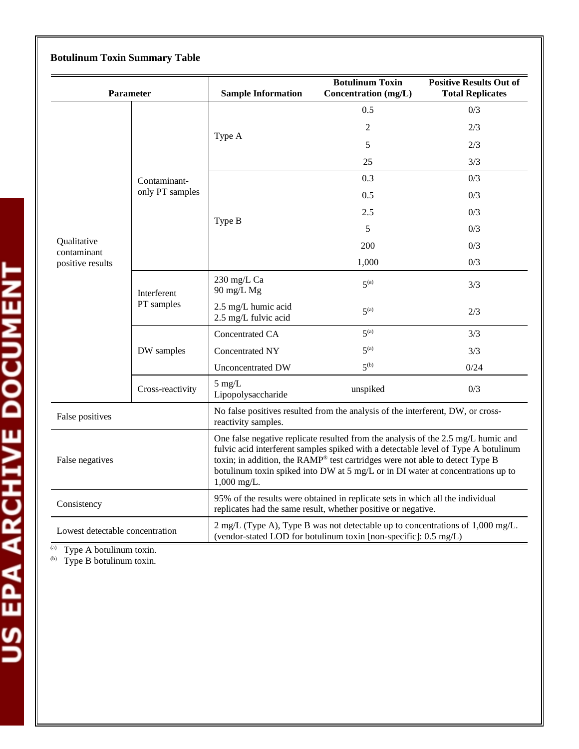**Botulinum Toxin Summary Table**

| Parameter | | Sample Information | Botulinum Toxin Concentration (mg/L) | Positive Results Out of Total Replicates |
|---|---|---|---|---|
| Qualitative contaminant positive results | Contaminant-only PT samples | Type A | 0.5 | 0/3 |
| | | | 2 | 2/3 |
| | | | 5 | 2/3 |
| | | | 25 | 3/3 |
| | | Type B | 0.3 | 0/3 |
| | | | 0.5 | 0/3 |
| | | | 2.5 | 0/3 |
| | | | 5 | 0/3 |
| | | | 200 | 0/3 |
| | | | 1,000 | 0/3 |
| | Interferent PT samples | 230 mg/L Ca 90 mg/L Mg | 5[(a)] | 3/3 |
| | | 2.5 mg/L humic acid 2.5 mg/L fulvic acid | 5[(a)] | 2/3 |
| | DW samples | Concentrated CA | 5[(a)] | 3/3 |
| | | Concentrated NY | 5[(a)] | 3/3 |
| | | Unconcentrated DW | 5[(b)] | 0/24 |
| | Cross-reactivity | 5 mg/L Lipopolysaccharide | unspiked | 0/3 |
| False positives | | No false positives resulted from the analysis of the interferent, DW, or cross-reactivity samples. | | |
| False negatives | | One false negative replicate resulted from the analysis of the 2.5 mg/L humic and fulvic acid interferent samples spiked with a detectable level of Type A botulinum toxin; in addition, the RAMP® test cartridges were not able to detect Type B botulinum toxin spiked into DW at 5 mg/L or in DI water at concentrations up to 1,000 mg/L. | | |
| Consistency | | 95% of the results were obtained in replicate sets in which all the individual replicates had the same result, whether positive or negative. | | |
| Lowest detectable concentration | | 2 mg/L (Type A), Type B was not detectable up to concentrations of 1,000 mg/L. (vendor-stated LOD for botulinum toxin [non-specific]: 0.5 mg/L) | | |

(a) Type A botulinum toxin.
(b) Type B botulinum toxin.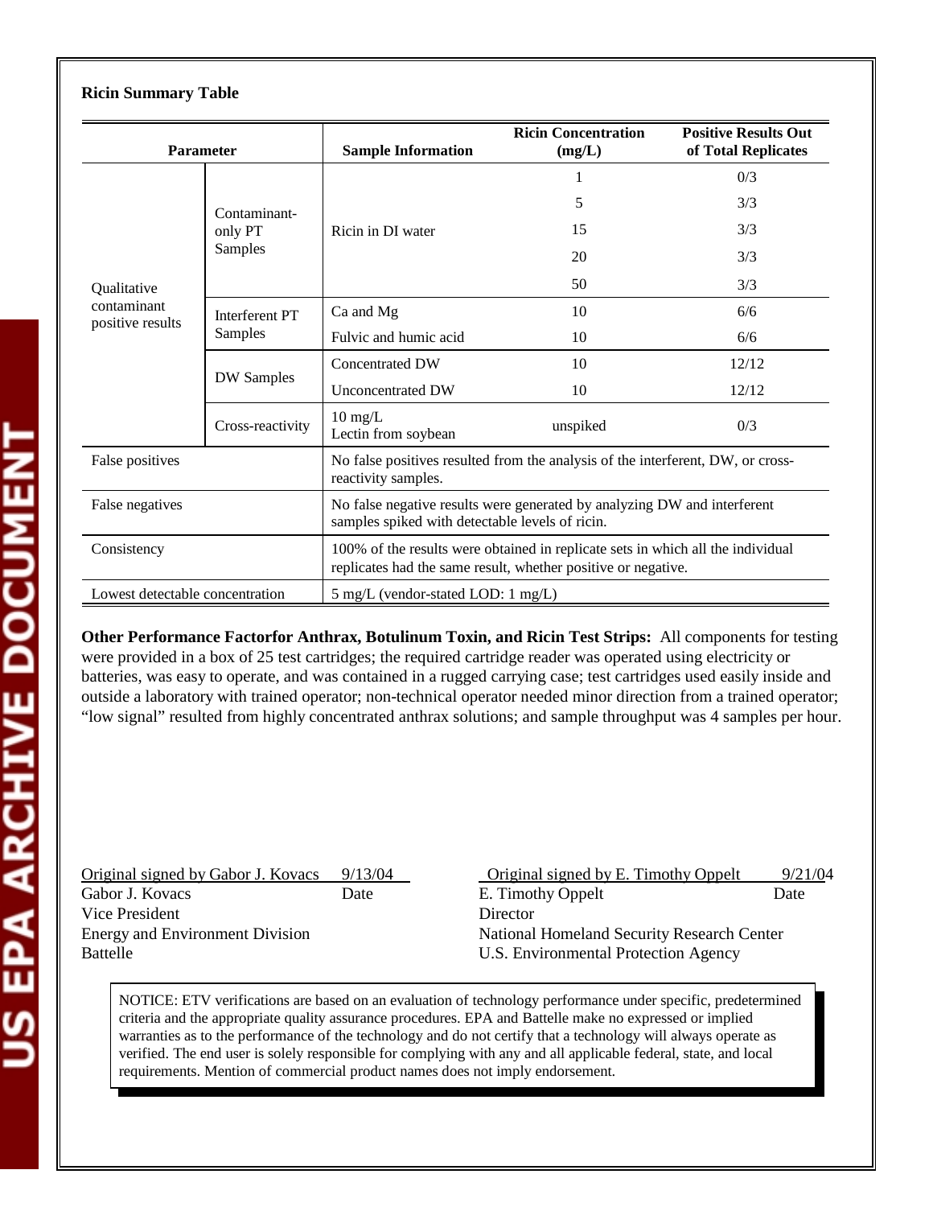**Ricin Summary Table**

| Parameter | | Sample Information | Ricin Concentration (mg/L) | Positive Results Out of Total Replicates |
|---|---|---|---|---|
| Qualitative contaminant positive results | Contaminant-only PT Samples | Ricin in DI water | 1 | 0/3 |
| | | | 5 | 3/3 |
| | | | 15 | 3/3 |
| | | | 20 | 3/3 |
| | | | 50 | 3/3 |
| | Interferent PT Samples | Ca and Mg | 10 | 6/6 |
| | | Fulvic and humic acid | 10 | 6/6 |
| | DW Samples | Concentrated DW | 10 | 12/12 |
| | | Unconcentrated DW | 10 | 12/12 |
| | Cross-reactivity | 10 mg/L Lectin from soybean | unspiked | 0/3 |
| False positives | | No false positives resulted from the analysis of the interferent, DW, or cross-reactivity samples. | | |
| False negatives | | No false negative results were generated by analyzing DW and interferent samples spiked with detectable levels of ricin. | | |
| Consistency | | 100% of the results were obtained in replicate sets in which all the individual replicates had the same result, whether positive or negative. | | |
| Lowest detectable concentration | | 5 mg/L (vendor-stated LOD: 1 mg/L) | | |

**Other Performance Factorfor Anthrax, Botulinum Toxin, and Ricin Test Strips:** All components for testing were provided in a box of 25 test cartridges; the required cartridge reader was operated using electricity or batteries, was easy to operate, and was contained in a rugged carrying case; test cartridges used easily inside and outside a laboratory with trained operator; non-technical operator needed minor direction from a trained operator; "low signal" resulted from highly concentrated anthrax solutions; and sample throughput was 4 samples per hour.

Original signed by Gabor J. Kovacs 9/13/04
Gabor J. Kovacs Date
Vice President
Energy and Environment Division
Battelle

Original signed by E. Timothy Oppelt 9/21/04
E. Timothy Oppelt Date
Director
National Homeland Security Research Center
U.S. Environmental Protection Agency

NOTICE: ETV verifications are based on an evaluation of technology performance under specific, predetermined criteria and the appropriate quality assurance procedures. EPA and Battelle make no expressed or implied warranties as to the performance of the technology and do not certify that a technology will always operate as verified. The end user is solely responsible for complying with any and all applicable federal, state, and local requirements. Mention of commercial product names does not imply endorsement.